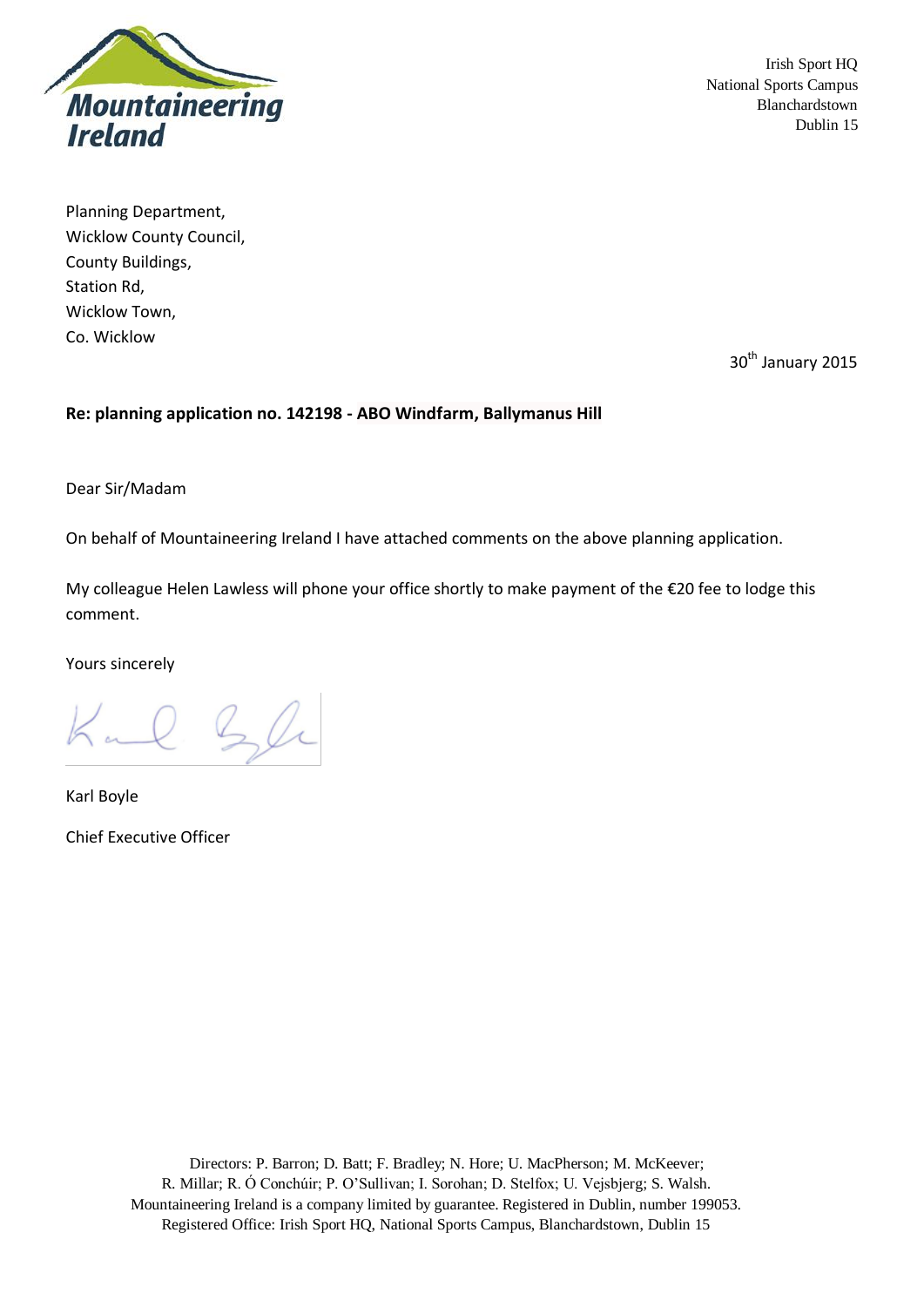**Mountaineering Ireland**

Irish Sport HQ
National Sports Campus
Blanchardstown
Dublin 15

Planning Department,
Wicklow County Council,
County Buildings,
Station Rd,
Wicklow Town,
Co. Wicklow

30th January 2015

**Re: planning application no. 142198 - ABO Windfarm, Ballymanus Hill**

Dear Sir/Madam

On behalf of Mountaineering Ireland I have attached comments on the above planning application.

My colleague Helen Lawless will phone your office shortly to make payment of the €20 fee to lodge this comment.

Yours sincerely

Karl Boyle

Chief Executive Officer

Directors: P. Barron; D. Batt; F. Bradley; N. Hore; U. MacPherson; M. McKeever; R. Millar; R. Ó Conchúir; P. O'Sullivan; I. Sorohan; D. Stelfox; U. Vejsbjerg; S. Walsh.
Mountaineering Ireland is a company limited by guarantee. Registered in Dublin, number 199053.
Registered Office: Irish Sport HQ, National Sports Campus, Blanchardstown, Dublin 15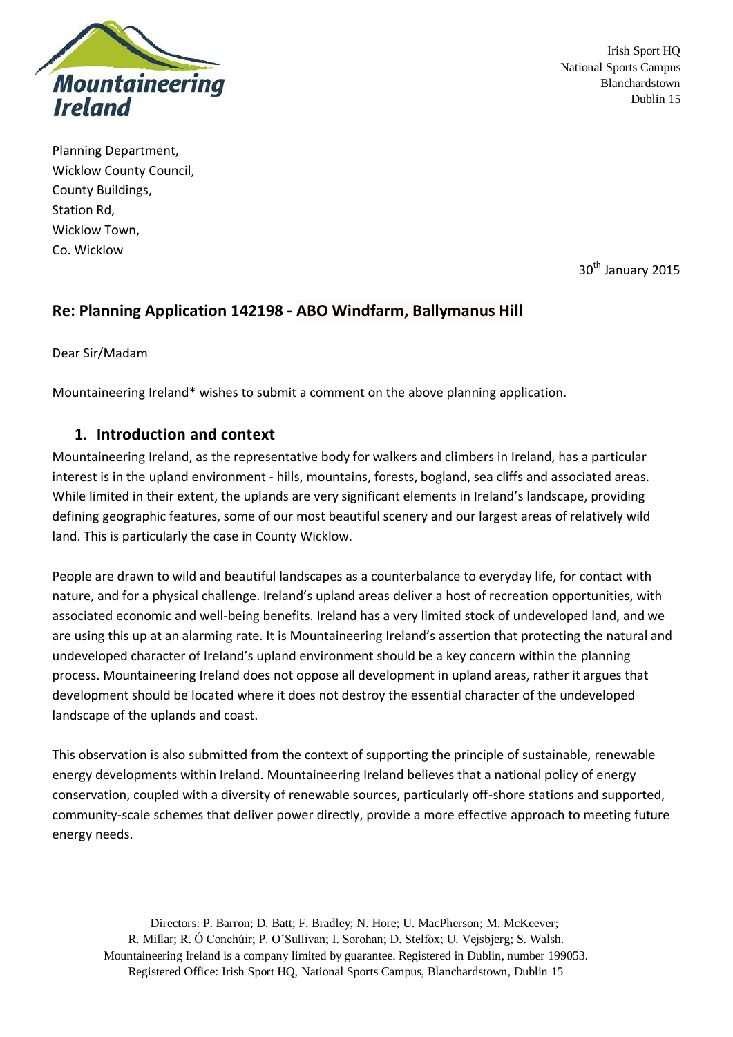Irish Sport HQ
National Sports Campus
Blanchardstown
Dublin 15

Planning Department,
Wicklow County Council,
County Buildings,
Station Rd,
Wicklow Town,
Co. Wicklow

30th January 2015

## Re: Planning Application 142198 - ABO Windfarm, Ballymanus Hill

Dear Sir/Madam

Mountaineering Ireland* wishes to submit a comment on the above planning application.

## 1. Introduction and context

Mountaineering Ireland, as the representative body for walkers and climbers in Ireland, has a particular interest is in the upland environment - hills, mountains, forests, bogland, sea cliffs and associated areas. While limited in their extent, the uplands are very significant elements in Ireland's landscape, providing defining geographic features, some of our most beautiful scenery and our largest areas of relatively wild land. This is particularly the case in County Wicklow.

People are drawn to wild and beautiful landscapes as a counterbalance to everyday life, for contact with nature, and for a physical challenge. Ireland's upland areas deliver a host of recreation opportunities, with associated economic and well-being benefits. Ireland has a very limited stock of undeveloped land, and we are using this up at an alarming rate. It is Mountaineering Ireland's assertion that protecting the natural and undeveloped character of Ireland's upland environment should be a key concern within the planning process. Mountaineering Ireland does not oppose all development in upland areas, rather it argues that development should be located where it does not destroy the essential character of the undeveloped landscape of the uplands and coast.

This observation is also submitted from the context of supporting the principle of sustainable, renewable energy developments within Ireland. Mountaineering Ireland believes that a national policy of energy conservation, coupled with a diversity of renewable sources, particularly off-shore stations and supported, community-scale schemes that deliver power directly, provide a more effective approach to meeting future energy needs.

Directors: P. Barron; D. Batt; F. Bradley; N. Hore; U. MacPherson; M. McKeever; R. Millar; R. Ó Conchúir; P. O'Sullivan; I. Sorohan; D. Stelfox; U. Vejsbjerg; S. Walsh.
Mountaineering Ireland is a company limited by guarantee. Registered in Dublin, number 199053.
Registered Office: Irish Sport HQ, National Sports Campus, Blanchardstown, Dublin 15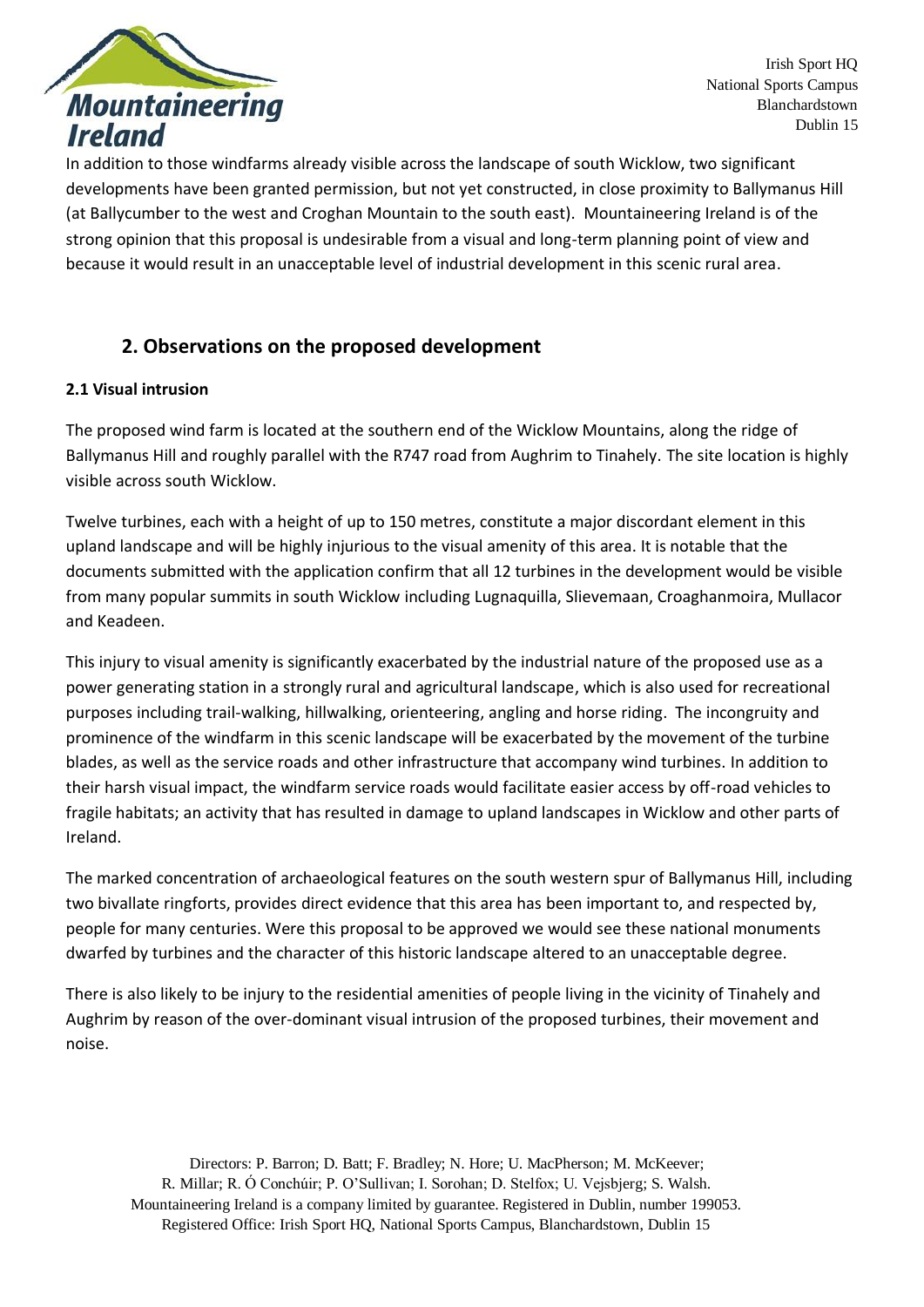In addition to those windfarms already visible across the landscape of south Wicklow, two significant developments have been granted permission, but not yet constructed, in close proximity to Ballymanus Hill (at Ballycumber to the west and Croghan Mountain to the south east). Mountaineering Ireland is of the strong opinion that this proposal is undesirable from a visual and long-term planning point of view and because it would result in an unacceptable level of industrial development in this scenic rural area.

## 2. Observations on the proposed development

### 2.1 Visual intrusion

The proposed wind farm is located at the southern end of the Wicklow Mountains, along the ridge of Ballymanus Hill and roughly parallel with the R747 road from Aughrim to Tinahely. The site location is highly visible across south Wicklow.

Twelve turbines, each with a height of up to 150 metres, constitute a major discordant element in this upland landscape and will be highly injurious to the visual amenity of this area. It is notable that the documents submitted with the application confirm that all 12 turbines in the development would be visible from many popular summits in south Wicklow including Lugnaquilla, Slievemaan, Croaghanmoira, Mullacor and Keadeen.

This injury to visual amenity is significantly exacerbated by the industrial nature of the proposed use as a power generating station in a strongly rural and agricultural landscape, which is also used for recreational purposes including trail-walking, hillwalking, orienteering, angling and horse riding. The incongruity and prominence of the windfarm in this scenic landscape will be exacerbated by the movement of the turbine blades, as well as the service roads and other infrastructure that accompany wind turbines. In addition to their harsh visual impact, the windfarm service roads would facilitate easier access by off-road vehicles to fragile habitats; an activity that has resulted in damage to upland landscapes in Wicklow and other parts of Ireland.

The marked concentration of archaeological features on the south western spur of Ballymanus Hill, including two bivallate ringforts, provides direct evidence that this area has been important to, and respected by, people for many centuries. Were this proposal to be approved we would see these national monuments dwarfed by turbines and the character of this historic landscape altered to an unacceptable degree.

There is also likely to be injury to the residential amenities of people living in the vicinity of Tinahely and Aughrim by reason of the over-dominant visual intrusion of the proposed turbines, their movement and noise.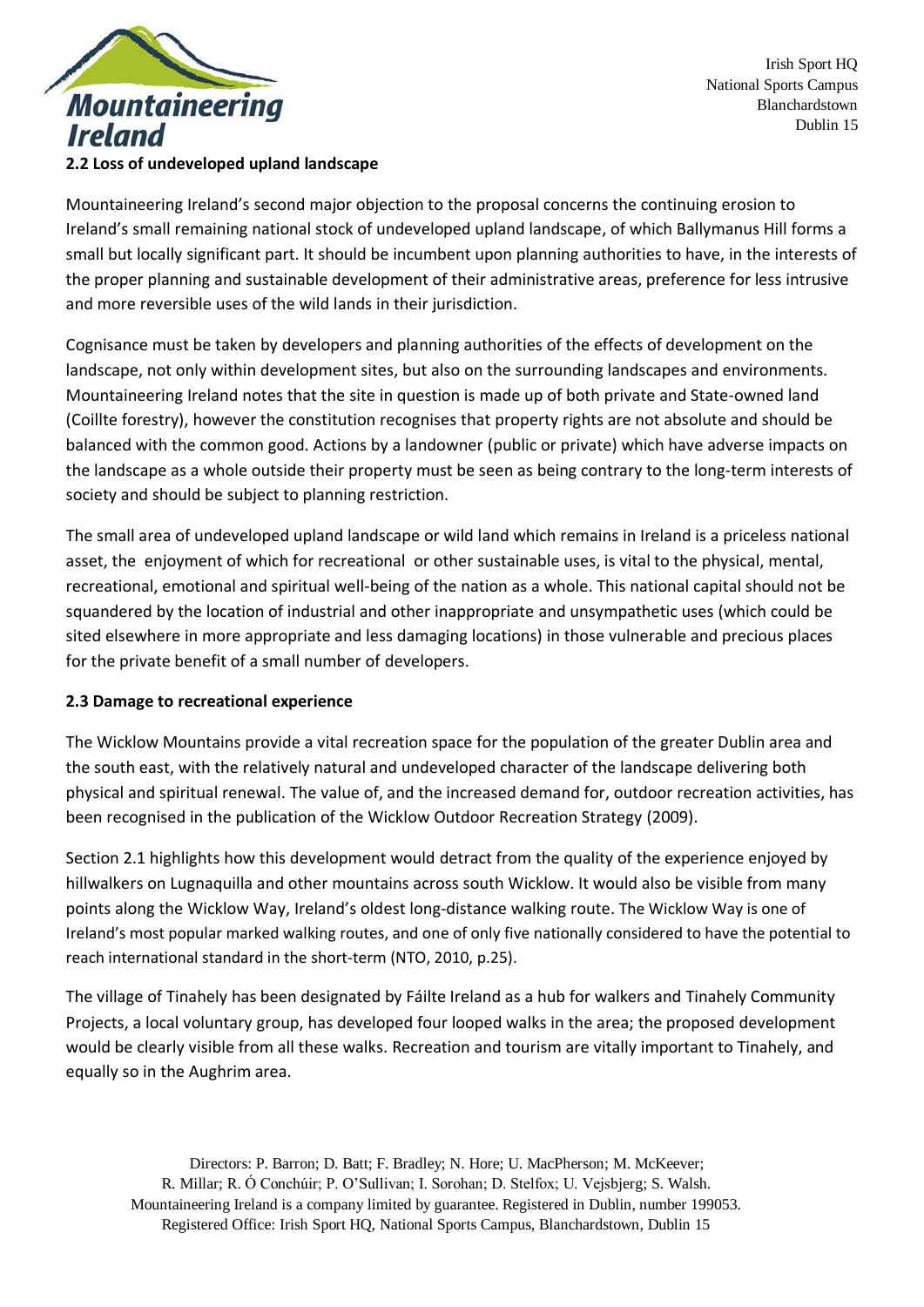## 2.2 Loss of undeveloped upland landscape

Mountaineering Ireland's second major objection to the proposal concerns the continuing erosion to Ireland's small remaining national stock of undeveloped upland landscape, of which Ballymanus Hill forms a small but locally significant part. It should be incumbent upon planning authorities to have, in the interests of the proper planning and sustainable development of their administrative areas, preference for less intrusive and more reversible uses of the wild lands in their jurisdiction.

Cognisance must be taken by developers and planning authorities of the effects of development on the landscape, not only within development sites, but also on the surrounding landscapes and environments. Mountaineering Ireland notes that the site in question is made up of both private and State-owned land (Coillte forestry), however the constitution recognises that property rights are not absolute and should be balanced with the common good. Actions by a landowner (public or private) which have adverse impacts on the landscape as a whole outside their property must be seen as being contrary to the long-term interests of society and should be subject to planning restriction.

The small area of undeveloped upland landscape or wild land which remains in Ireland is a priceless national asset, the enjoyment of which for recreational or other sustainable uses, is vital to the physical, mental, recreational, emotional and spiritual well-being of the nation as a whole. This national capital should not be squandered by the location of industrial and other inappropriate and unsympathetic uses (which could be sited elsewhere in more appropriate and less damaging locations) in those vulnerable and precious places for the private benefit of a small number of developers.

## 2.3 Damage to recreational experience

The Wicklow Mountains provide a vital recreation space for the population of the greater Dublin area and the south east, with the relatively natural and undeveloped character of the landscape delivering both physical and spiritual renewal. The value of, and the increased demand for, outdoor recreation activities, has been recognised in the publication of the Wicklow Outdoor Recreation Strategy (2009).

Section 2.1 highlights how this development would detract from the quality of the experience enjoyed by hillwalkers on Lugnaquilla and other mountains across south Wicklow. It would also be visible from many points along the Wicklow Way, Ireland's oldest long-distance walking route. The Wicklow Way is one of Ireland's most popular marked walking routes, and one of only five nationally considered to have the potential to reach international standard in the short-term (NTO, 2010, p.25).

The village of Tinahely has been designated by Fáilte Ireland as a hub for walkers and Tinahely Community Projects, a local voluntary group, has developed four looped walks in the area; the proposed development would be clearly visible from all these walks. Recreation and tourism are vitally important to Tinahely, and equally so in the Aughrim area.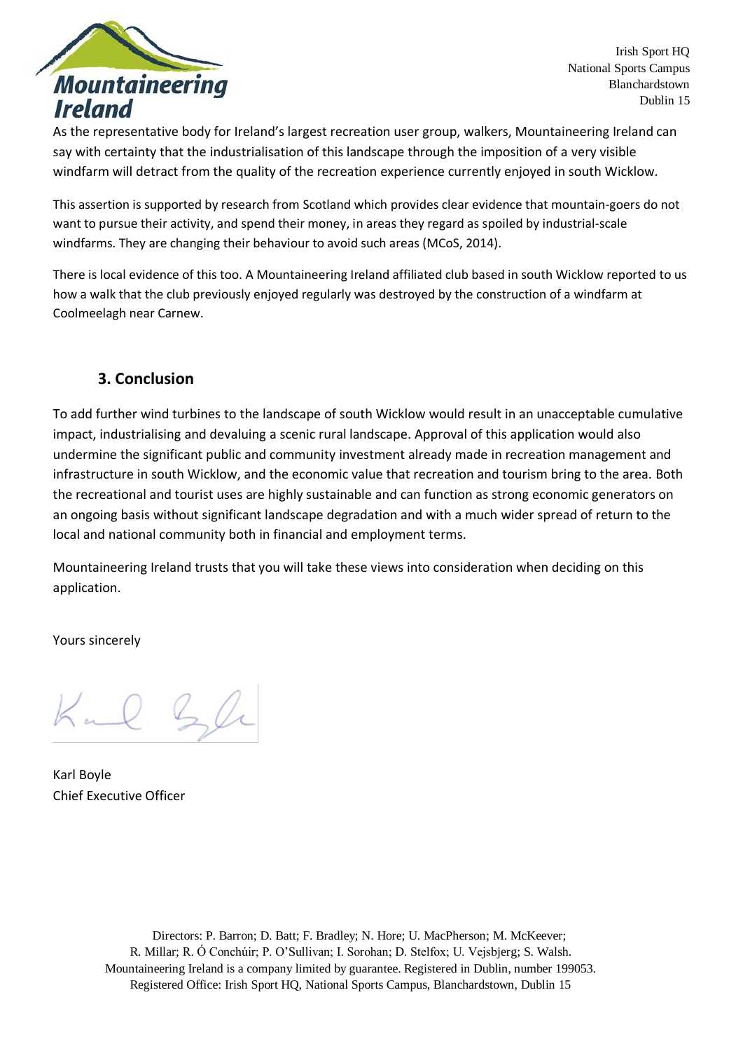As the representative body for Ireland's largest recreation user group, walkers, Mountaineering Ireland can say with certainty that the industrialisation of this landscape through the imposition of a very visible windfarm will detract from the quality of the recreation experience currently enjoyed in south Wicklow.

This assertion is supported by research from Scotland which provides clear evidence that mountain-goers do not want to pursue their activity, and spend their money, in areas they regard as spoiled by industrial-scale windfarms. They are changing their behaviour to avoid such areas (MCoS, 2014).

There is local evidence of this too. A Mountaineering Ireland affiliated club based in south Wicklow reported to us how a walk that the club previously enjoyed regularly was destroyed by the construction of a windfarm at Coolmeelagh near Carnew.

## 3. Conclusion

To add further wind turbines to the landscape of south Wicklow would result in an unacceptable cumulative impact, industrialising and devaluing a scenic rural landscape. Approval of this application would also undermine the significant public and community investment already made in recreation management and infrastructure in south Wicklow, and the economic value that recreation and tourism bring to the area. Both the recreational and tourist uses are highly sustainable and can function as strong economic generators on an ongoing basis without significant landscape degradation and with a much wider spread of return to the local and national community both in financial and employment terms.

Mountaineering Ireland trusts that you will take these views into consideration when deciding on this application.

Yours sincerely

Karl Boyle
Chief Executive Officer

Directors: P. Barron; D. Batt; F. Bradley; N. Hore; U. MacPherson; M. McKeever; R. Millar; R. Ó Conchúir; P. O'Sullivan; I. Sorohan; D. Stelfox; U. Vejsbjerg; S. Walsh.
Mountaineering Ireland is a company limited by guarantee. Registered in Dublin, number 199053.
Registered Office: Irish Sport HQ, National Sports Campus, Blanchardstown, Dublin 15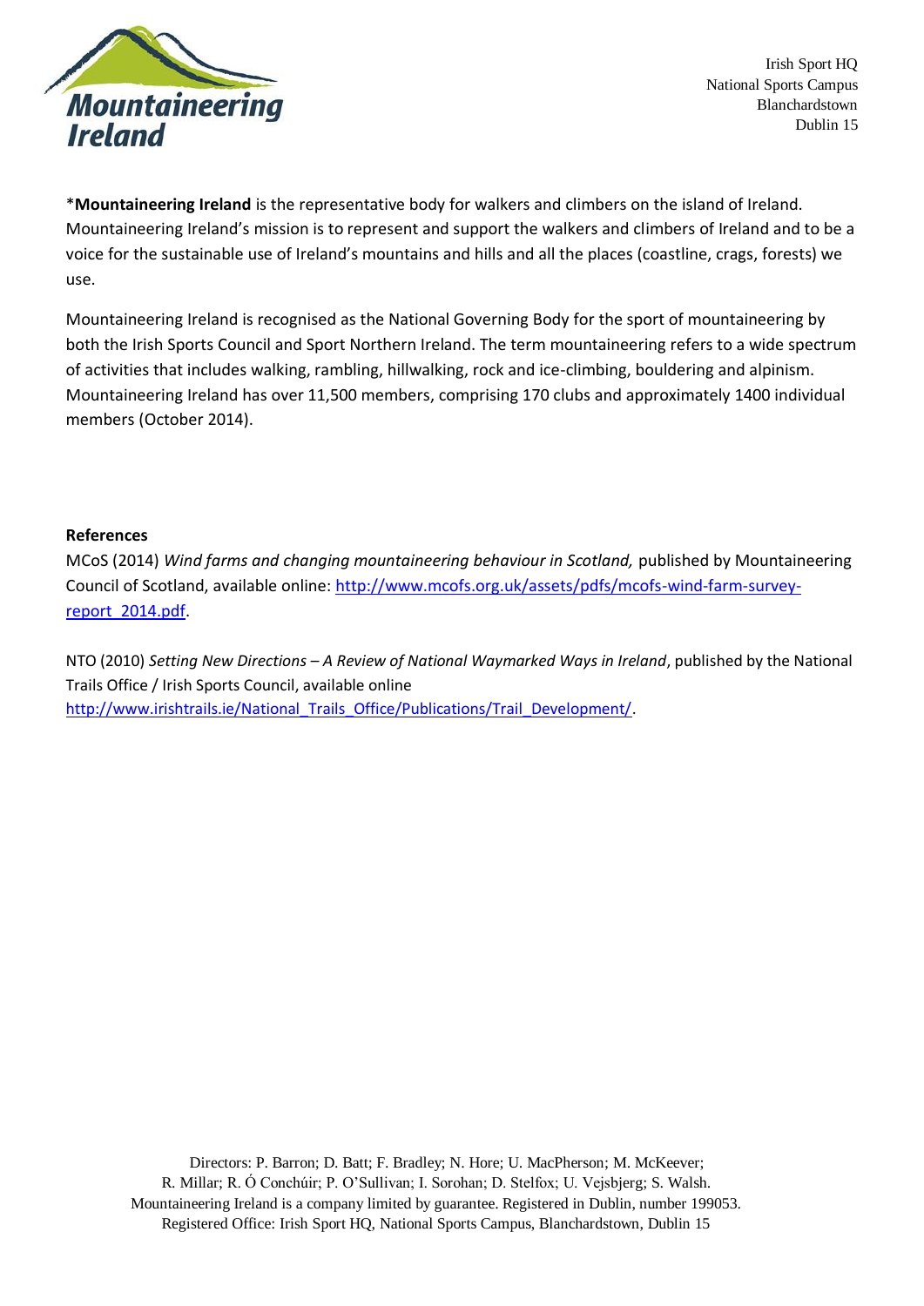Irish Sport HQ
National Sports Campus
Blanchardstown
Dublin 15

*__Mountaineering Ireland__ is the representative body for walkers and climbers on the island of Ireland. Mountaineering Ireland's mission is to represent and support the walkers and climbers of Ireland and to be a voice for the sustainable use of Ireland's mountains and hills and all the places (coastline, crags, forests) we use.

Mountaineering Ireland is recognised as the National Governing Body for the sport of mountaineering by both the Irish Sports Council and Sport Northern Ireland. The term mountaineering refers to a wide spectrum of activities that includes walking, rambling, hillwalking, rock and ice-climbing, bouldering and alpinism. Mountaineering Ireland has over 11,500 members, comprising 170 clubs and approximately 1400 individual members (October 2014).

**References**

MCoS (2014) *Wind farms and changing mountaineering behaviour in Scotland,* published by Mountaineering Council of Scotland, available online: http://www.mcofs.org.uk/assets/pdfs/mcofs-wind-farm-survey-report_2014.pdf.

NTO (2010) *Setting New Directions – A Review of National Waymarked Ways in Ireland*, published by the National Trails Office / Irish Sports Council, available online http://www.irishtrails.ie/National_Trails_Office/Publications/Trail_Development/.

Directors: P. Barron; D. Batt; F. Bradley; N. Hore; U. MacPherson; M. McKeever; R. Millar; R. Ó Conchúir; P. O'Sullivan; I. Sorohan; D. Stelfox; U. Vejsbjerg; S. Walsh.
Mountaineering Ireland is a company limited by guarantee. Registered in Dublin, number 199053.
Registered Office: Irish Sport HQ, National Sports Campus, Blanchardstown, Dublin 15